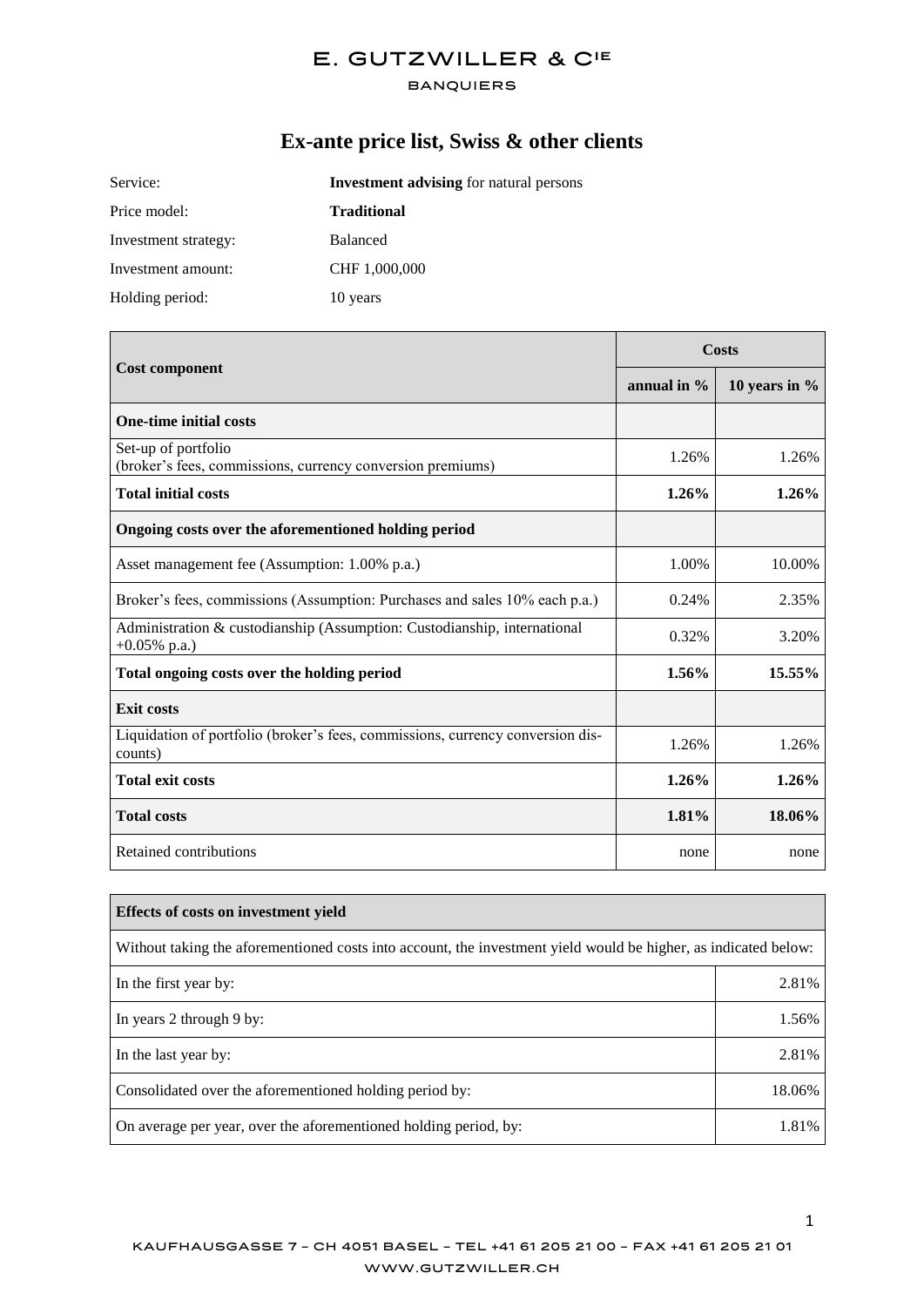E. GUTZWILLER & CIE

BANQUIERS

# Ex-ante price list, Swiss & other clients

| | |
|---|---|
| Service: | **Investment advising** for natural persons |
| Price model: | **Traditional** |
| Investment strategy: | Balanced |
| Investment amount: | CHF 1,000,000 |
| Holding period: | 10 years |

| Cost component | Costs | |
|---|---|---|
| | annual in % | 10 years in % |
| **One-time initial costs** | | |
| Set-up of portfolio (broker's fees, commissions, currency conversion premiums) | 1.26% | 1.26% |
| **Total initial costs** | **1.26%** | **1.26%** |
| **Ongoing costs over the aforementioned holding period** | | |
| Asset management fee (Assumption: 1.00% p.a.) | 1.00% | 10.00% |
| Broker's fees, commissions (Assumption: Purchases and sales 10% each p.a.) | 0.24% | 2.35% |
| Administration & custodianship (Assumption: Custodianship, international +0.05% p.a.) | 0.32% | 3.20% |
| **Total ongoing costs over the holding period** | **1.56%** | **15.55%** |
| **Exit costs** | | |
| Liquidation of portfolio (broker's fees, commissions, currency conversion discounts) | 1.26% | 1.26% |
| **Total exit costs** | **1.26%** | **1.26%** |
| **Total costs** | **1.81%** | **18.06%** |
| Retained contributions | none | none |

| **Effects of costs on investment yield** | |
|---|---|
| Without taking the aforementioned costs into account, the investment yield would be higher, as indicated below: | |
| In the first year by: | 2.81% |
| In years 2 through 9 by: | 1.56% |
| In the last year by: | 2.81% |
| Consolidated over the aforementioned holding period by: | 18.06% |
| On average per year, over the aforementioned holding period, by: | 1.81% |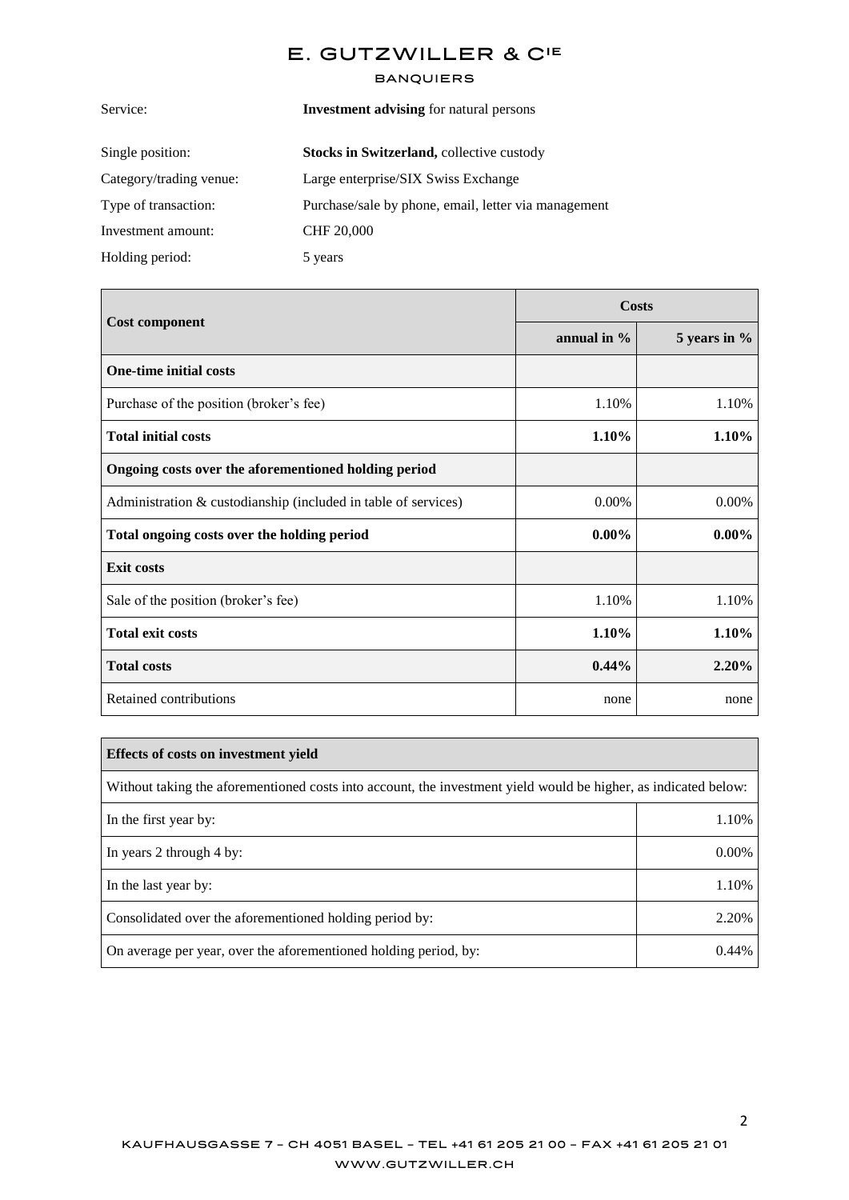# E. GUTZWILLER & CIE

BANQUIERS

| | |
|---|---|
| Service: | **Investment advising** for natural persons |
| Single position: | **Stocks in Switzerland,** collective custody |
| Category/trading venue: | Large enterprise/SIX Swiss Exchange |
| Type of transaction: | Purchase/sale by phone, email, letter via management |
| Investment amount: | CHF 20,000 |
| Holding period: | 5 years |

| Cost component | Costs | |
|---|---|---|
| | **annual in %** | **5 years in %** |
| **One-time initial costs** | | |
| Purchase of the position (broker's fee) | 1.10% | 1.10% |
| **Total initial costs** | **1.10%** | **1.10%** |
| **Ongoing costs over the aforementioned holding period** | | |
| Administration & custodianship (included in table of services) | 0.00% | 0.00% |
| **Total ongoing costs over the holding period** | **0.00%** | **0.00%** |
| **Exit costs** | | |
| Sale of the position (broker's fee) | 1.10% | 1.10% |
| **Total exit costs** | **1.10%** | **1.10%** |
| **Total costs** | **0.44%** | **2.20%** |
| Retained contributions | none | none |

| **Effects of costs on investment yield** | |
|---|---|
| Without taking the aforementioned costs into account, the investment yield would be higher, as indicated below: | |
| In the first year by: | 1.10% |
| In years 2 through 4 by: | 0.00% |
| In the last year by: | 1.10% |
| Consolidated over the aforementioned holding period by: | 2.20% |
| On average per year, over the aforementioned holding period, by: | 0.44% |

KAUFHAUSGASSE 7 – CH 4051 BASEL – TEL +41 61 205 21 00 – FAX +41 61 205 21 01
WWW.GUTZWILLER.CH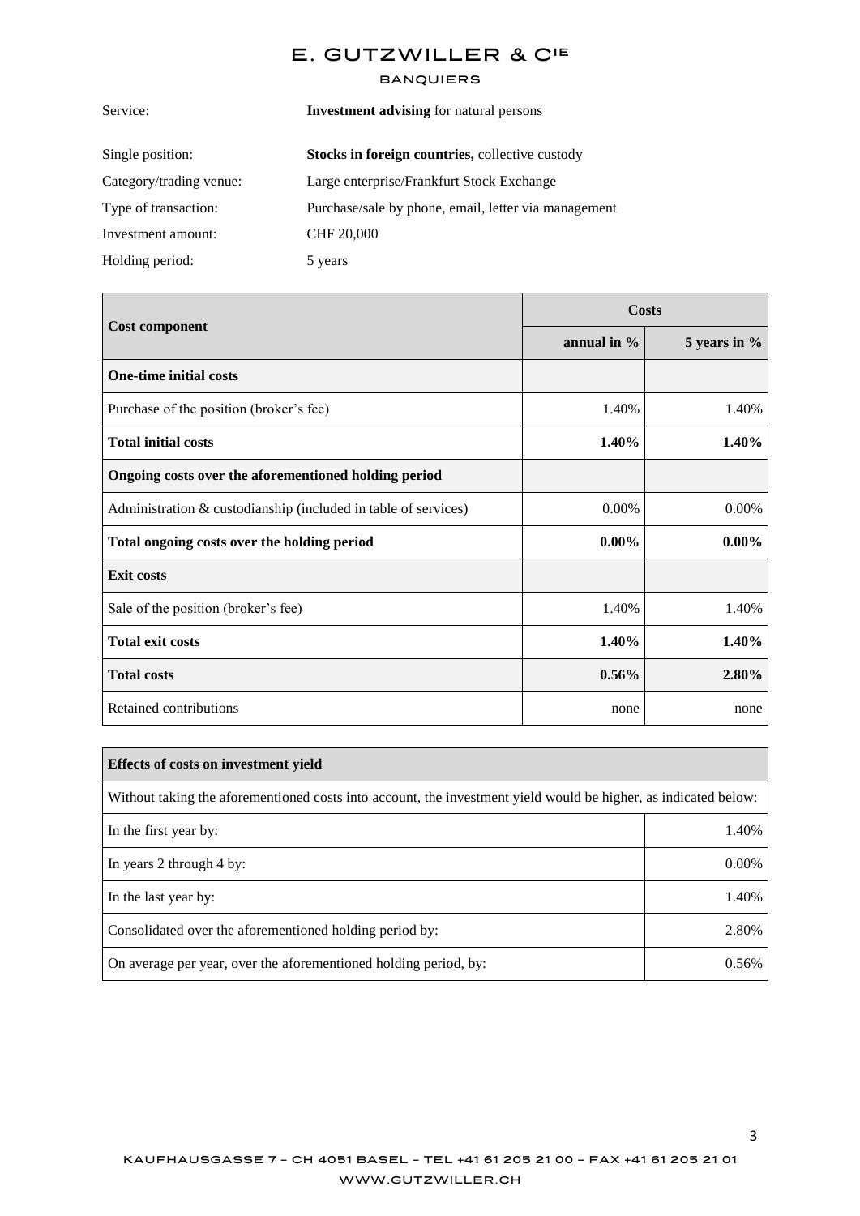Service: **Investment advising** for natural persons

Single position: **Stocks in foreign countries,** collective custody

Category/trading venue: Large enterprise/Frankfurt Stock Exchange

Type of transaction: Purchase/sale by phone, email, letter via management

Investment amount: CHF 20,000

Holding period: 5 years

| Cost component | Costs | |
|---|---|---|
| | **annual in %** | **5 years in %** |
| **One-time initial costs** | | |
| Purchase of the position (broker's fee) | 1.40% | 1.40% |
| **Total initial costs** | **1.40%** | **1.40%** |
| **Ongoing costs over the aforementioned holding period** | | |
| Administration & custodianship (included in table of services) | 0.00% | 0.00% |
| **Total ongoing costs over the holding period** | **0.00%** | **0.00%** |
| **Exit costs** | | |
| Sale of the position (broker's fee) | 1.40% | 1.40% |
| **Total exit costs** | **1.40%** | **1.40%** |
| **Total costs** | **0.56%** | **2.80%** |
| Retained contributions | none | none |

| **Effects of costs on investment yield** | |
|---|---|
| Without taking the aforementioned costs into account, the investment yield would be higher, as indicated below: | |
| In the first year by: | 1.40% |
| In years 2 through 4 by: | 0.00% |
| In the last year by: | 1.40% |
| Consolidated over the aforementioned holding period by: | 2.80% |
| On average per year, over the aforementioned holding period, by: | 0.56% |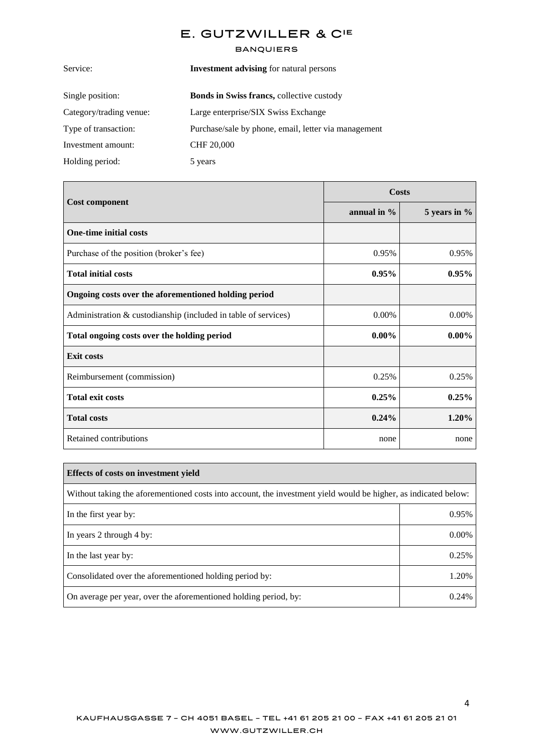Service: **Investment advising** for natural persons

Single position: **Bonds in Swiss francs,** collective custody

Category/trading venue: Large enterprise/SIX Swiss Exchange

Type of transaction: Purchase/sale by phone, email, letter via management

Investment amount: CHF 20,000

Holding period: 5 years

| Cost component | Costs | |
|---|---|---|
| | **annual in %** | **5 years in %** |
| **One-time initial costs** | | |
| Purchase of the position (broker's fee) | 0.95% | 0.95% |
| **Total initial costs** | **0.95%** | **0.95%** |
| **Ongoing costs over the aforementioned holding period** | | |
| Administration & custodianship (included in table of services) | 0.00% | 0.00% |
| **Total ongoing costs over the holding period** | **0.00%** | **0.00%** |
| **Exit costs** | | |
| Reimbursement (commission) | 0.25% | 0.25% |
| **Total exit costs** | **0.25%** | **0.25%** |
| **Total costs** | **0.24%** | **1.20%** |
| Retained contributions | none | none |

| **Effects of costs on investment yield** | |
|---|---|
| Without taking the aforementioned costs into account, the investment yield would be higher, as indicated below: | |
| In the first year by: | 0.95% |
| In years 2 through 4 by: | 0.00% |
| In the last year by: | 0.25% |
| Consolidated over the aforementioned holding period by: | 1.20% |
| On average per year, over the aforementioned holding period, by: | 0.24% |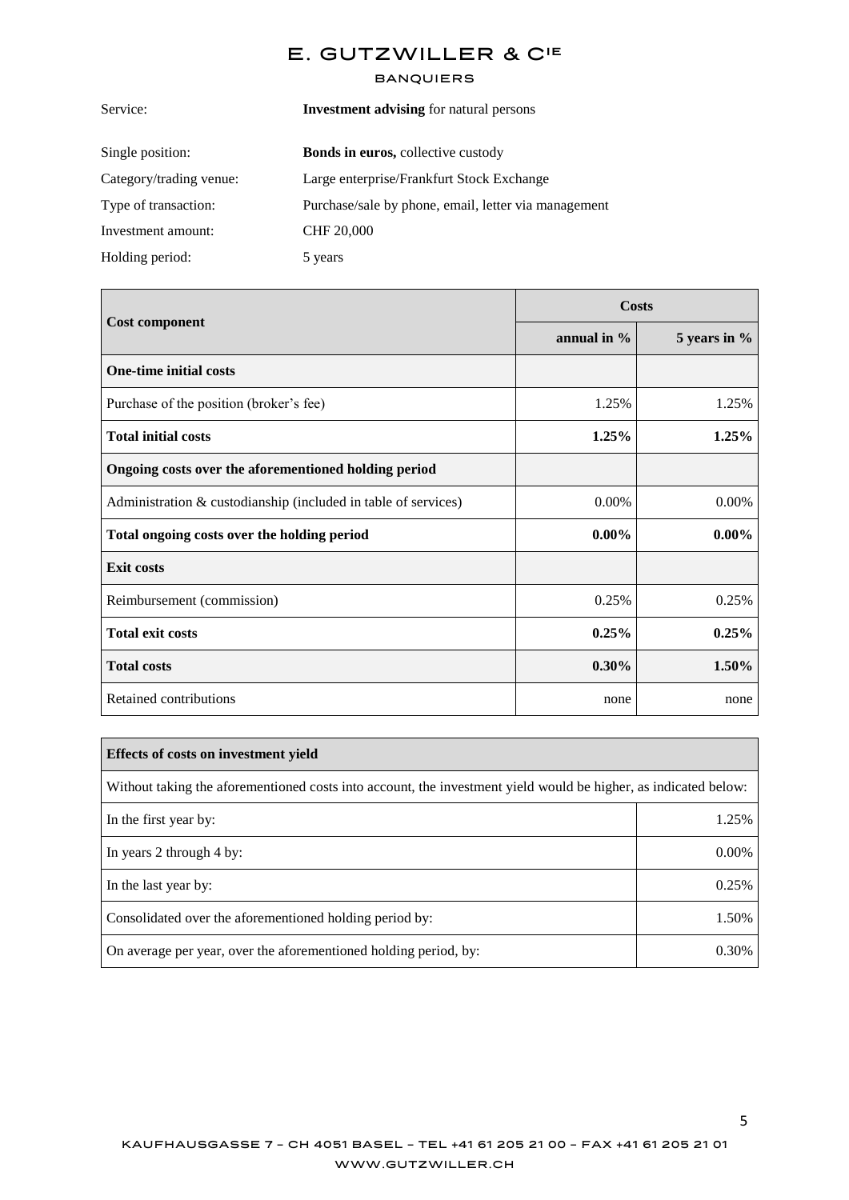| | |
|---|---|
| Service: | **Investment advising** for natural persons |
| Single position: | **Bonds in euros,** collective custody |
| Category/trading venue: | Large enterprise/Frankfurt Stock Exchange |
| Type of transaction: | Purchase/sale by phone, email, letter via management |
| Investment amount: | CHF 20,000 |
| Holding period: | 5 years |

| **Cost component** | **Costs** | |
|---|---|---|
| | **annual in %** | **5 years in %** |
| **One-time initial costs** | | |
| Purchase of the position (broker's fee) | 1.25% | 1.25% |
| **Total initial costs** | **1.25%** | **1.25%** |
| **Ongoing costs over the aforementioned holding period** | | |
| Administration & custodianship (included in table of services) | 0.00% | 0.00% |
| **Total ongoing costs over the holding period** | **0.00%** | **0.00%** |
| **Exit costs** | | |
| Reimbursement (commission) | 0.25% | 0.25% |
| **Total exit costs** | **0.25%** | **0.25%** |
| **Total costs** | **0.30%** | **1.50%** |
| Retained contributions | none | none |

| **Effects of costs on investment yield** | |
|---|---|
| Without taking the aforementioned costs into account, the investment yield would be higher, as indicated below: | |
| In the first year by: | 1.25% |
| In years 2 through 4 by: | 0.00% |
| In the last year by: | 0.25% |
| Consolidated over the aforementioned holding period by: | 1.50% |
| On average per year, over the aforementioned holding period, by: | 0.30% |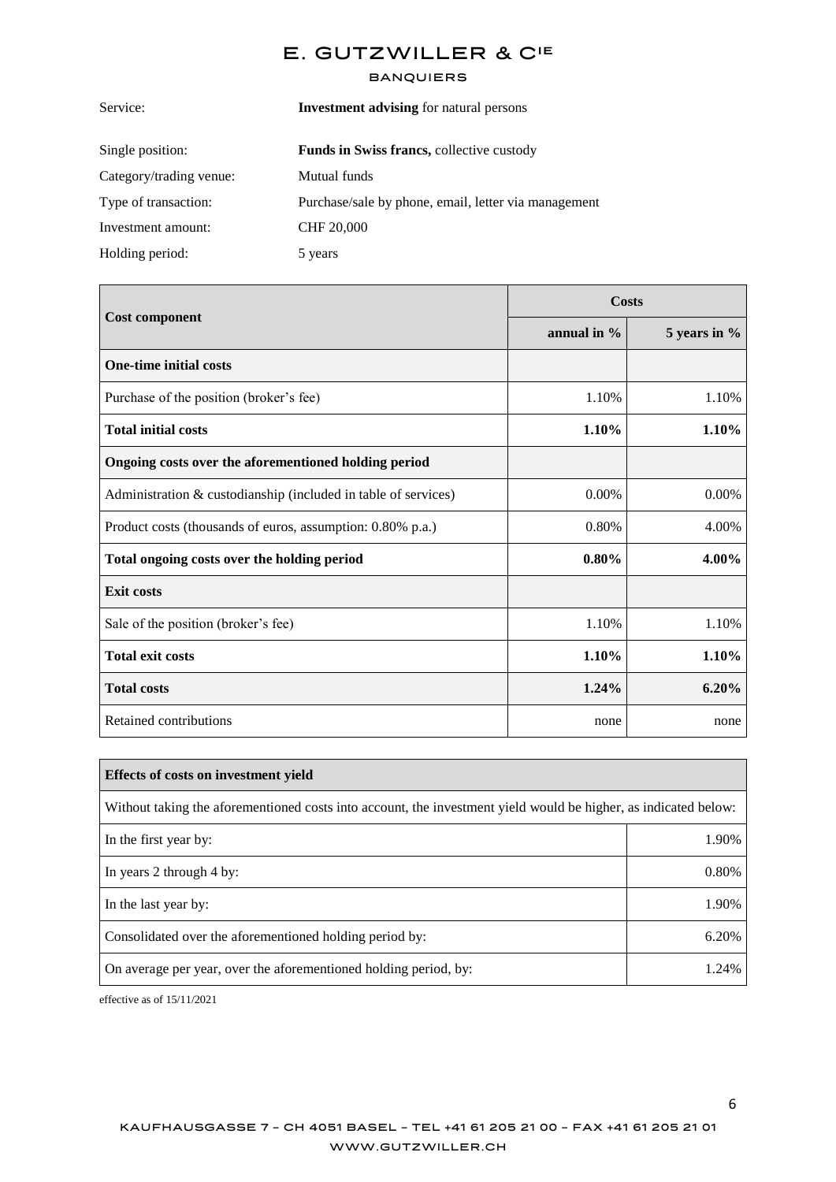Service: **Investment advising** for natural persons

| | |
|---|---|
| Single position: | **Funds in Swiss francs,** collective custody |
| Category/trading venue: | Mutual funds |
| Type of transaction: | Purchase/sale by phone, email, letter via management |
| Investment amount: | CHF 20,000 |
| Holding period: | 5 years |

| Cost component | Costs | |
|---|---|---|
| | **annual in %** | **5 years in %** |
| **One-time initial costs** | | |
| Purchase of the position (broker's fee) | 1.10% | 1.10% |
| **Total initial costs** | **1.10%** | **1.10%** |
| **Ongoing costs over the aforementioned holding period** | | |
| Administration & custodianship (included in table of services) | 0.00% | 0.00% |
| Product costs (thousands of euros, assumption: 0.80% p.a.) | 0.80% | 4.00% |
| **Total ongoing costs over the holding period** | **0.80%** | **4.00%** |
| **Exit costs** | | |
| Sale of the position (broker's fee) | 1.10% | 1.10% |
| **Total exit costs** | **1.10%** | **1.10%** |
| **Total costs** | **1.24%** | **6.20%** |
| Retained contributions | none | none |

| **Effects of costs on investment yield** | |
|---|---|
| Without taking the aforementioned costs into account, the investment yield would be higher, as indicated below: | |
| In the first year by: | 1.90% |
| In years 2 through 4 by: | 0.80% |
| In the last year by: | 1.90% |
| Consolidated over the aforementioned holding period by: | 6.20% |
| On average per year, over the aforementioned holding period, by: | 1.24% |

effective as of 15/11/2021